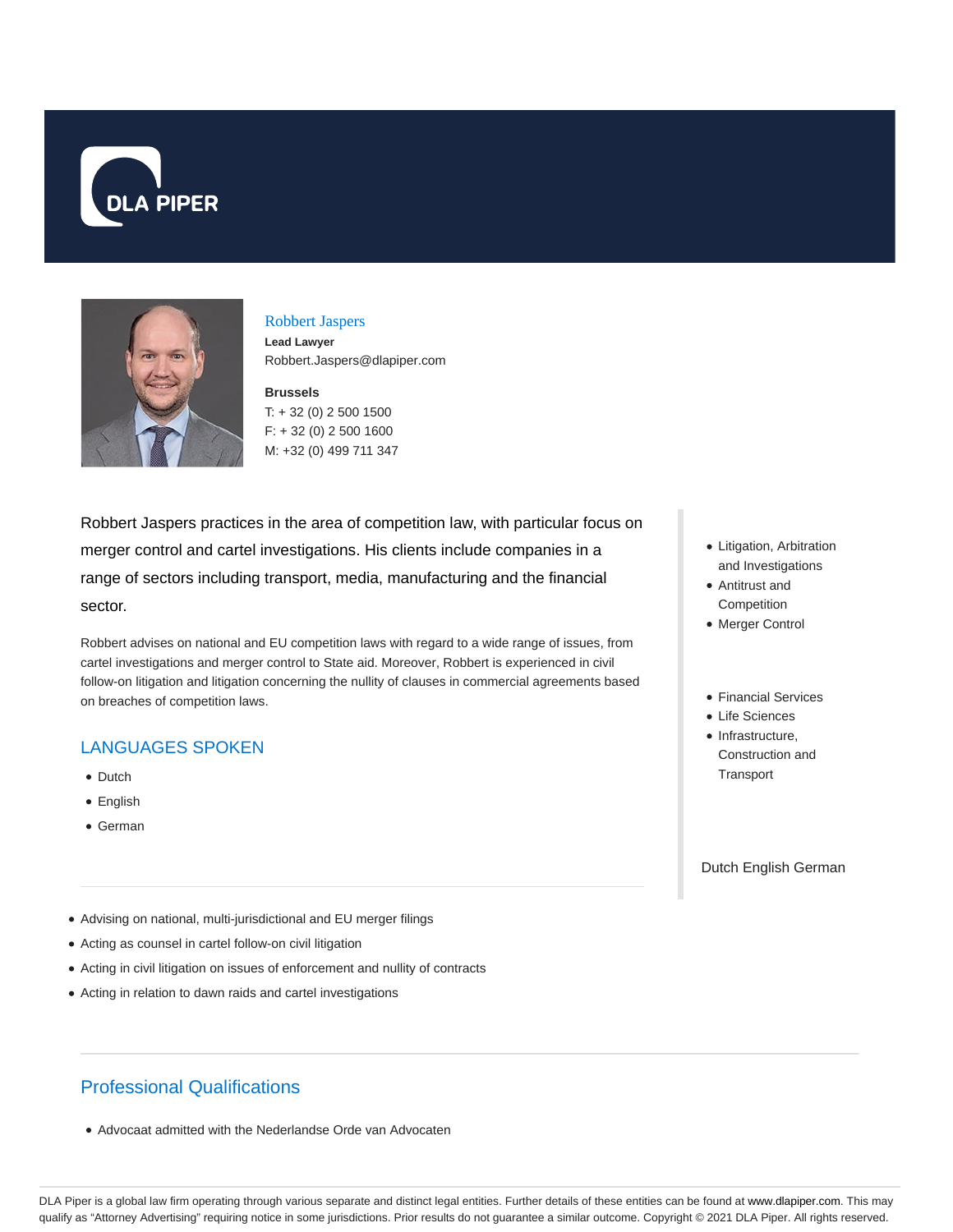DLA PIPER

## Robbert Jaspers

**Lead Lawyer**
Robbert.Jaspers@dlapiper.com

**Brussels**
T: + 32 (0) 2 500 1500
F: + 32 (0) 2 500 1600
M: +32 (0) 499 711 347

Robbert Jaspers practices in the area of competition law, with particular focus on merger control and cartel investigations. His clients include companies in a range of sectors including transport, media, manufacturing and the financial sector.

Robbert advises on national and EU competition laws with regard to a wide range of issues, from cartel investigations and merger control to State aid. Moreover, Robbert is experienced in civil follow-on litigation and litigation concerning the nullity of clauses in commercial agreements based on breaches of competition laws.

## LANGUAGES SPOKEN

- Dutch
- English
- German

- Litigation, Arbitration and Investigations
- Antitrust and Competition
- Merger Control

- Financial Services
- Life Sciences
- Infrastructure, Construction and Transport

Dutch English German

---

- Advising on national, multi-jurisdictional and EU merger filings
- Acting as counsel in cartel follow-on civil litigation
- Acting in civil litigation on issues of enforcement and nullity of contracts
- Acting in relation to dawn raids and cartel investigations

---

## Professional Qualifications

- Advocaat admitted with the Nederlandse Orde van Advocaten

DLA Piper is a global law firm operating through various separate and distinct legal entities. Further details of these entities can be found at www.dlapiper.com. This may qualify as "Attorney Advertising" requiring notice in some jurisdictions. Prior results do not guarantee a similar outcome. Copyright © 2021 DLA Piper. All rights reserved.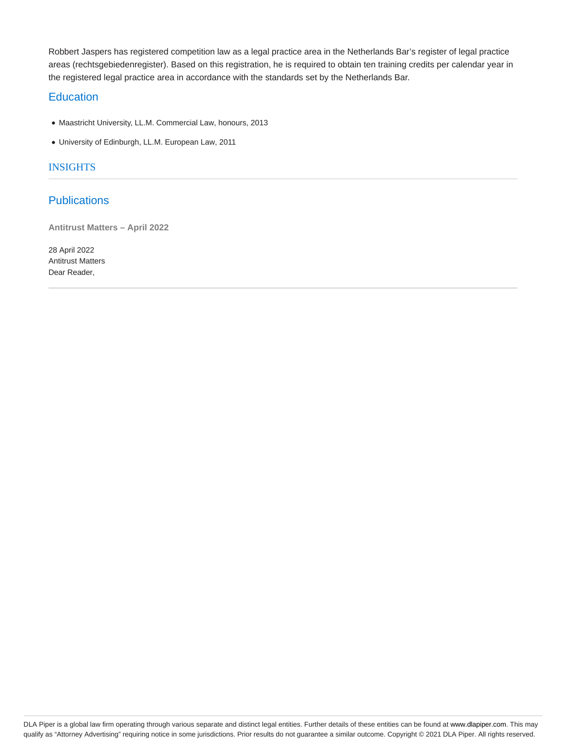Robbert Jaspers has registered competition law as a legal practice area in the Netherlands Bar's register of legal practice areas (rechtsgebiedenregister). Based on this registration, he is required to obtain ten training credits per calendar year in the registered legal practice area in accordance with the standards set by the Netherlands Bar.

## Education

- Maastricht University, LL.M. Commercial Law, honours, 2013
- University of Edinburgh, LL.M. European Law, 2011

## INSIGHTS

## Publications

**Antitrust Matters – April 2022**

28 April 2022
Antitrust Matters
Dear Reader,

DLA Piper is a global law firm operating through various separate and distinct legal entities. Further details of these entities can be found at www.dlapiper.com. This may qualify as "Attorney Advertising" requiring notice in some jurisdictions. Prior results do not guarantee a similar outcome. Copyright © 2021 DLA Piper. All rights reserved.